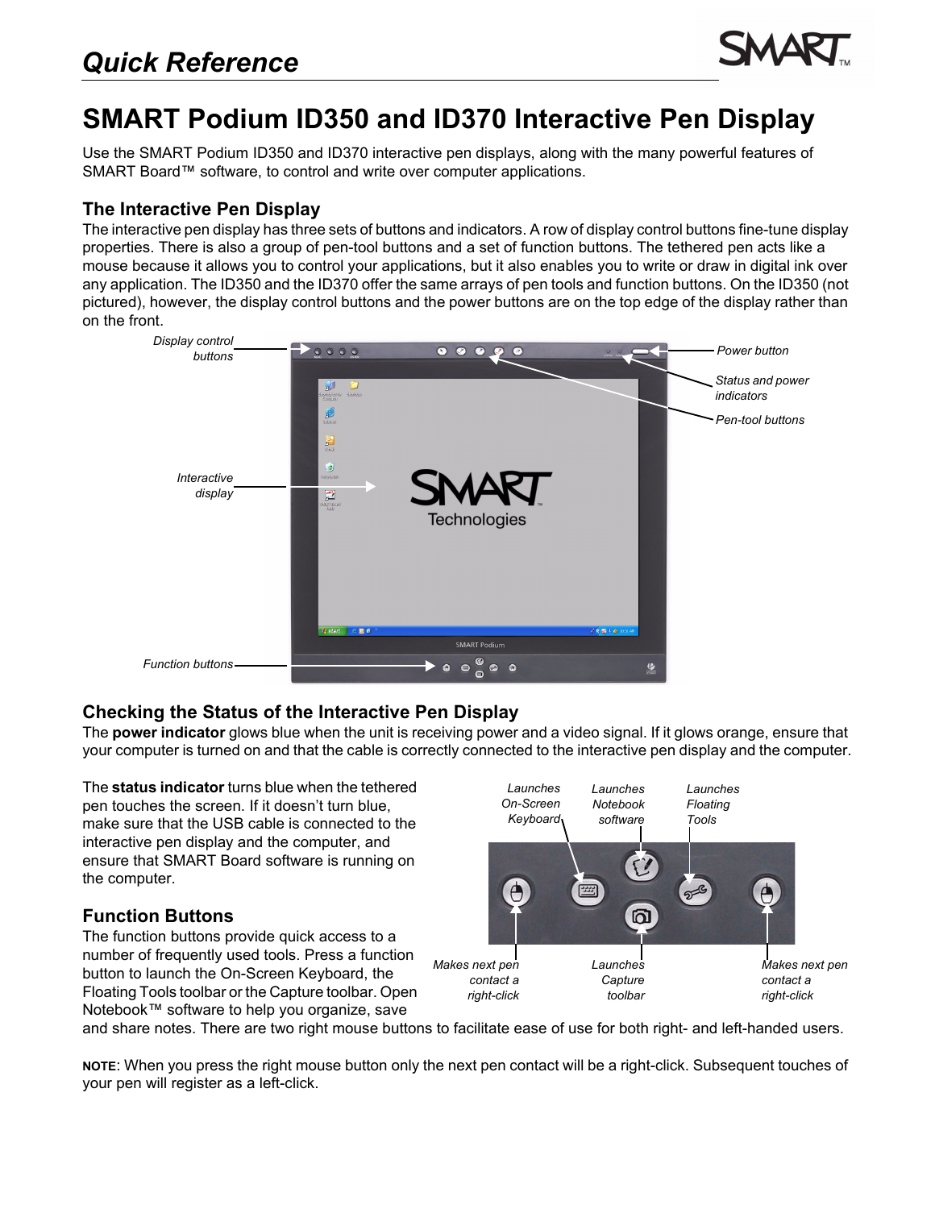## Quick Reference

# SMART Podium ID350 and ID370 Interactive Pen Display

Use the SMART Podium ID350 and ID370 interactive pen displays, along with the many powerful features of SMART Board™ software, to control and write over computer applications.

### The Interactive Pen Display

The interactive pen display has three sets of buttons and indicators. A row of display control buttons fine-tune display properties. There is also a group of pen-tool buttons and a set of function buttons. The tethered pen acts like a mouse because it allows you to control your applications, but it also enables you to write or draw in digital ink over any application. The ID350 and the ID370 offer the same arrays of pen tools and function buttons. On the ID350 (not pictured), however, the display control buttons and the power buttons are on the top edge of the display rather than on the front.

*Display control buttons*

*Power button*

*Status and power indicators*

*Pen-tool buttons*

*Interactive display*

*Function buttons*

### Checking the Status of the Interactive Pen Display

The **power indicator** glows blue when the unit is receiving power and a video signal. If it glows orange, ensure that your computer is turned on and that the cable is correctly connected to the interactive pen display and the computer.

The **status indicator** turns blue when the tethered pen touches the screen. If it doesn't turn blue, make sure that the USB cable is connected to the interactive pen display and the computer, and ensure that SMART Board software is running on the computer.

### Function Buttons

The function buttons provide quick access to a number of frequently used tools. Press a function button to launch the On-Screen Keyboard, the Floating Tools toolbar or the Capture toolbar. Open Notebook™ software to help you organize, save and share notes. There are two right mouse buttons to facilitate ease of use for both right- and left-handed users.

*Launches On-Screen Keyboard*

*Launches Notebook software*

*Launches Floating Tools*

*Makes next pen contact a right-click*

*Launches Capture toolbar*

*Makes next pen contact a right-click*

**NOTE**: When you press the right mouse button only the next pen contact will be a right-click. Subsequent touches of your pen will register as a left-click.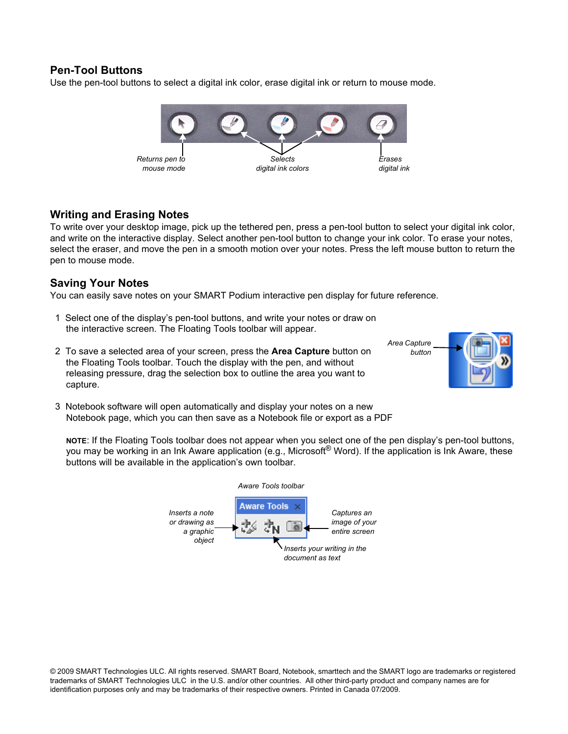## Pen-Tool Buttons

Use the pen-tool buttons to select a digital ink color, erase digital ink or return to mouse mode.

*Returns pen to mouse mode*

*Selects digital ink colors*

*Erases digital ink*

## Writing and Erasing Notes

To write over your desktop image, pick up the tethered pen, press a pen-tool button to select your digital ink color, and write on the interactive display. Select another pen-tool button to change your ink color. To erase your notes, select the eraser, and move the pen in a smooth motion over your notes. Press the left mouse button to return the pen to mouse mode.

## Saving Your Notes

You can easily save notes on your SMART Podium interactive pen display for future reference.

1. Select one of the display's pen-tool buttons, and write your notes or draw on the interactive screen. The Floating Tools toolbar will appear.

2. To save a selected area of your screen, press the **Area Capture** button on the Floating Tools toolbar. Touch the display with the pen, and without releasing pressure, drag the selection box to outline the area you want to capture.

*Area Capture button*

3. Notebook software will open automatically and display your notes on a new Notebook page, which you can then save as a Notebook file or export as a PDF

**NOTE**: If the Floating Tools toolbar does not appear when you select one of the pen display's pen-tool buttons, you may be working in an Ink Aware application (e.g., Microsoft® Word). If the application is Ink Aware, these buttons will be available in the application's own toolbar.

*Aware Tools toolbar*

Aware Tools

*Inserts a note or drawing as a graphic object*

*Captures an image of your entire screen*

*Inserts your writing in the document as text*

© 2009 SMART Technologies ULC. All rights reserved. SMART Board, Notebook, smarttech and the SMART logo are trademarks or registered trademarks of SMART Technologies ULC in the U.S. and/or other countries. All other third-party product and company names are for identification purposes only and may be trademarks of their respective owners. Printed in Canada 07/2009.